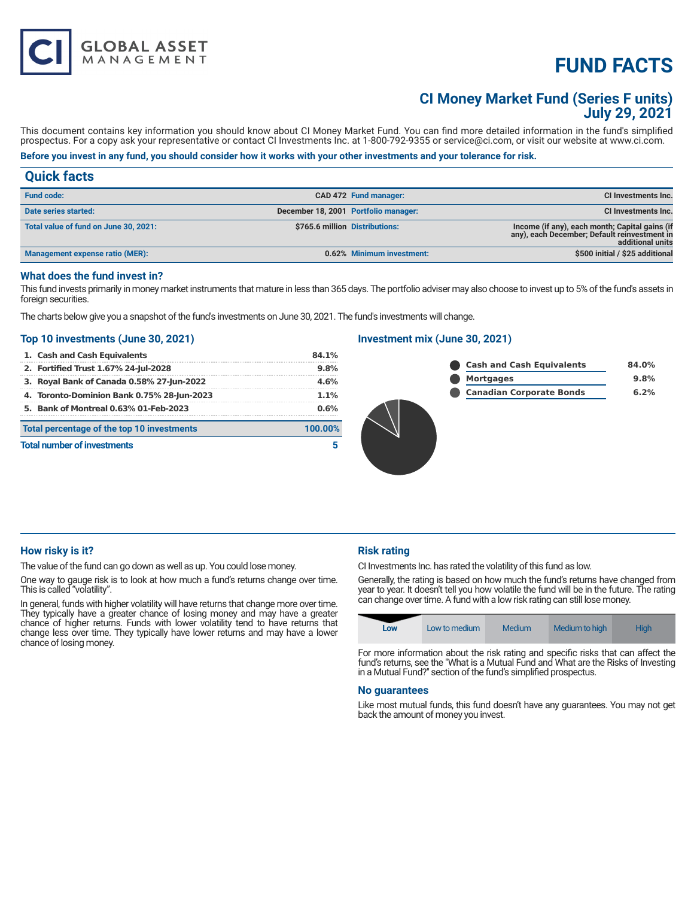# FUND FACTS

## CI Money Market Fund (Series F units)
## July 29, 2021

This document contains key information you should know about CI Money Market Fund. You can find more detailed information in the fund's simplified prospectus. For a copy ask your representative or contact CI Investments Inc. at 1-800-792-9355 or service@ci.com, or visit our website at www.ci.com.

**Before you invest in any fund, you should consider how it works with your other investments and your tolerance for risk.**

## Quick facts

| | | | |
|---|---|---|---|
| **Fund code:** | CAD 472 | **Fund manager:** | CI Investments Inc. |
| **Date series started:** | December 18, 2001 | **Portfolio manager:** | CI Investments Inc. |
| **Total value of fund on June 30, 2021:** | $765.6 million | **Distributions:** | Income (if any), each month; Capital gains (if any), each December; Default reinvestment in additional units |
| **Management expense ratio (MER):** | 0.62% | **Minimum investment:** | $500 initial / $25 additional |

### What does the fund invest in?

This fund invests primarily in money market instruments that mature in less than 365 days. The portfolio adviser may also choose to invest up to 5% of the fund's assets in foreign securities.

The charts below give you a snapshot of the fund's investments on June 30, 2021. The fund's investments will change.

### Top 10 investments (June 30, 2021)

| | |
|---|---|
| 1. Cash and Cash Equivalents | 84.1% |
| 2. Fortified Trust 1.67% 24-Jul-2028 | 9.8% |
| 3. Royal Bank of Canada 0.58% 27-Jun-2022 | 4.6% |
| 4. Toronto-Dominion Bank 0.75% 28-Jun-2023 | 1.1% |
| 5. Bank of Montreal 0.63% 01-Feb-2023 | 0.6% |
| **Total percentage of the top 10 investments** | **100.00%** |
| **Total number of investments** | **5** |

### Investment mix (June 30, 2021)

| | |
|---|---|
| Cash and Cash Equivalents | 84.0% |
| Mortgages | 9.8% |
| Canadian Corporate Bonds | 6.2% |

### How risky is it?

The value of the fund can go down as well as up. You could lose money.

One way to gauge risk is to look at how much a fund's returns change over time. This is called "volatility".

In general, funds with higher volatility will have returns that change more over time. They typically have a greater chance of losing money and may have a greater chance of higher returns. Funds with lower volatility tend to have returns that change less over time. They typically have lower returns and may have a lower chance of losing money.

### Risk rating

CI Investments Inc. has rated the volatility of this fund as low.

Generally, the rating is based on how much the fund's returns have changed from year to year. It doesn't tell you how volatile the fund will be in the future. The rating can change over time. A fund with a low risk rating can still lose money.

| **Low** | Low to medium | Medium | Medium to high | High |
|---|---|---|---|---|

For more information about the risk rating and specific risks that can affect the fund's returns, see the "What is a Mutual Fund and What are the Risks of Investing in a Mutual Fund?" section of the fund's simplified prospectus.

### No guarantees

Like most mutual funds, this fund doesn't have any guarantees. You may not get back the amount of money you invest.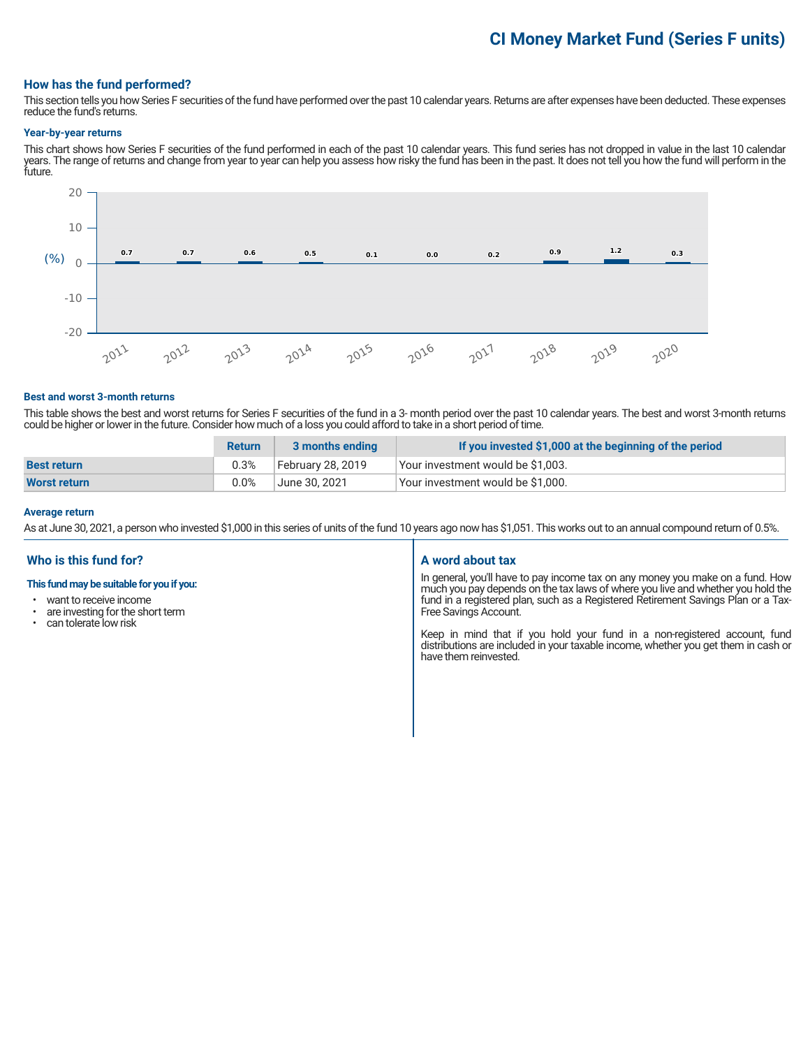# CI Money Market Fund (Series F units)

## How has the fund performed?

This section tells you how Series F securities of the fund have performed over the past 10 calendar years. Returns are after expenses have been deducted. These expenses reduce the fund's returns.

### Year-by-year returns

This chart shows how Series F securities of the fund performed in each of the past 10 calendar years. This fund series has not dropped in value in the last 10 calendar years. The range of returns and change from year to year can help you assess how risky the fund has been in the past. It does not tell you how the fund will perform in the future.

| Year | 2011 | 2012 | 2013 | 2014 | 2015 | 2016 | 2017 | 2018 | 2019 | 2020 |
|---|---|---|---|---|---|---|---|---|---|---|
| (%) | 0.7 | 0.7 | 0.6 | 0.5 | 0.1 | 0.0 | 0.2 | 0.9 | 1.2 | 0.3 |

### Best and worst 3-month returns

This table shows the best and worst returns for Series F securities of the fund in a 3- month period over the past 10 calendar years. The best and worst 3-month returns could be higher or lower in the future. Consider how much of a loss you could afford to take in a short period of time.

| | Return | 3 months ending | If you invested $1,000 at the beginning of the period |
|---|---|---|---|
| **Best return** | 0.3% | February 28, 2019 | Your investment would be $1,003. |
| **Worst return** | 0.0% | June 30, 2021 | Your investment would be $1,000. |

### Average return

As at June 30, 2021, a person who invested $1,000 in this series of units of the fund 10 years ago now has $1,051. This works out to an annual compound return of 0.5%.

## Who is this fund for?

**This fund may be suitable for you if you:**

- want to receive income
- are investing for the short term
- can tolerate low risk

## A word about tax

In general, you'll have to pay income tax on any money you make on a fund. How much you pay depends on the tax laws of where you live and whether you hold the fund in a registered plan, such as a Registered Retirement Savings Plan or a Tax-Free Savings Account.

Keep in mind that if you hold your fund in a non-registered account, fund distributions are included in your taxable income, whether you get them in cash or have them reinvested.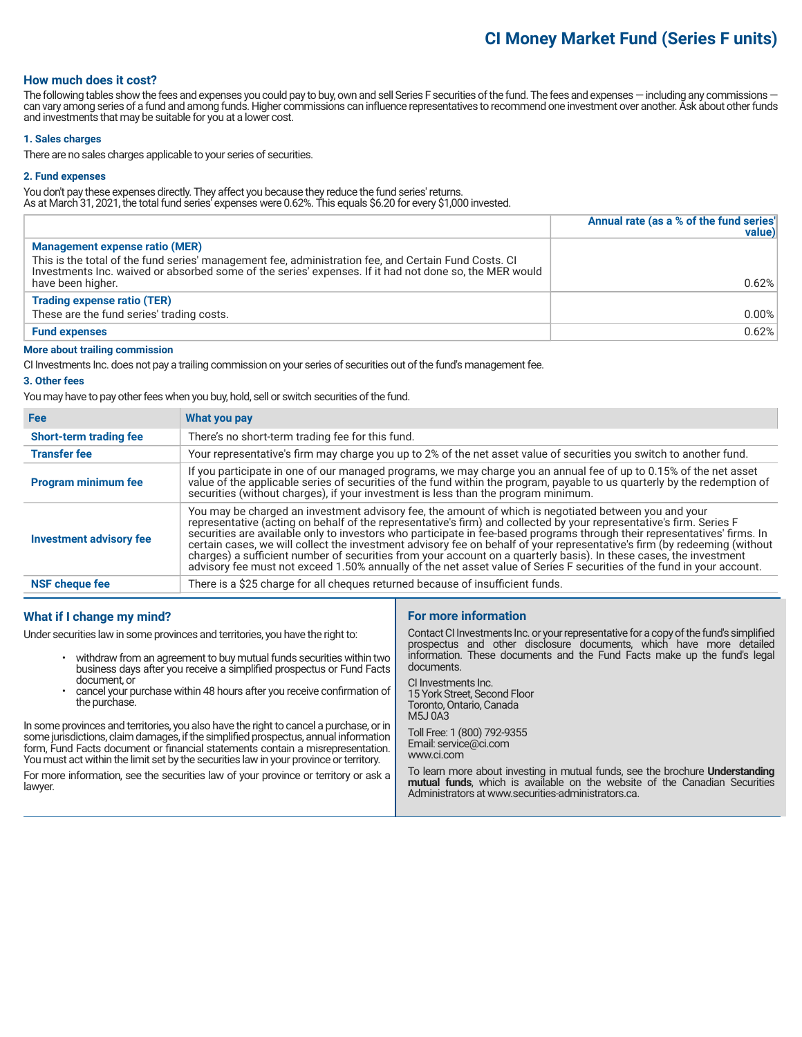# CI Money Market Fund (Series F units)

## How much does it cost?

The following tables show the fees and expenses you could pay to buy, own and sell Series F securities of the fund. The fees and expenses — including any commissions — can vary among series of a fund and among funds. Higher commissions can influence representatives to recommend one investment over another. Ask about other funds and investments that may be suitable for you at a lower cost.

### 1. Sales charges

There are no sales charges applicable to your series of securities.

### 2. Fund expenses

You don't pay these expenses directly. They affect you because they reduce the fund series' returns.
As at March 31, 2021, the total fund series' expenses were 0.62%. This equals $6.20 for every $1,000 invested.

| | Annual rate (as a % of the fund series' value) |
|---|---|
| **Management expense ratio (MER)**<br>This is the total of the fund series' management fee, administration fee, and Certain Fund Costs. CI Investments Inc. waived or absorbed some of the series' expenses. If it had not done so, the MER would have been higher. | 0.62% |
| **Trading expense ratio (TER)**<br>These are the fund series' trading costs. | 0.00% |
| **Fund expenses** | 0.62% |

#### More about trailing commission

CI Investments Inc. does not pay a trailing commission on your series of securities out of the fund's management fee.

### 3. Other fees

You may have to pay other fees when you buy, hold, sell or switch securities of the fund.

| Fee | What you pay |
|---|---|
| **Short-term trading fee** | There's no short-term trading fee for this fund. |
| **Transfer fee** | Your representative's firm may charge you up to 2% of the net asset value of securities you switch to another fund. |
| **Program minimum fee** | If you participate in one of our managed programs, we may charge you an annual fee of up to 0.15% of the net asset value of the applicable series of securities of the fund within the program, payable to us quarterly by the redemption of securities (without charges), if your investment is less than the program minimum. |
| **Investment advisory fee** | You may be charged an investment advisory fee, the amount of which is negotiated between you and your representative (acting on behalf of the representative's firm) and collected by your representative's firm. Series F securities are available only to investors who participate in fee-based programs through their representatives' firms. In certain cases, we will collect the investment advisory fee on behalf of your representative's firm (by redeeming (without charges) a sufficient number of securities from your account on a quarterly basis). In these cases, the investment advisory fee must not exceed 1.50% annually of the net asset value of Series F securities of the fund in your account. |
| **NSF cheque fee** | There is a $25 charge for all cheques returned because of insufficient funds. |

## What if I change my mind?

Under securities law in some provinces and territories, you have the right to:

- withdraw from an agreement to buy mutual funds securities within two business days after you receive a simplified prospectus or Fund Facts document, or
- cancel your purchase within 48 hours after you receive confirmation of the purchase.

In some provinces and territories, you also have the right to cancel a purchase, or in some jurisdictions, claim damages, if the simplified prospectus, annual information form, Fund Facts document or financial statements contain a misrepresentation. You must act within the limit set by the securities law in your province or territory.

For more information, see the securities law of your province or territory or ask a lawyer.

## For more information

Contact CI Investments Inc. or your representative for a copy of the fund's simplified prospectus and other disclosure documents, which have more detailed information. These documents and the Fund Facts make up the fund's legal documents.

CI Investments Inc.
15 York Street, Second Floor
Toronto, Ontario, Canada
M5J 0A3

Toll Free: 1 (800) 792-9355
Email: service@ci.com
www.ci.com

To learn more about investing in mutual funds, see the brochure **Understanding mutual funds**, which is available on the website of the Canadian Securities Administrators at www.securities-administrators.ca.